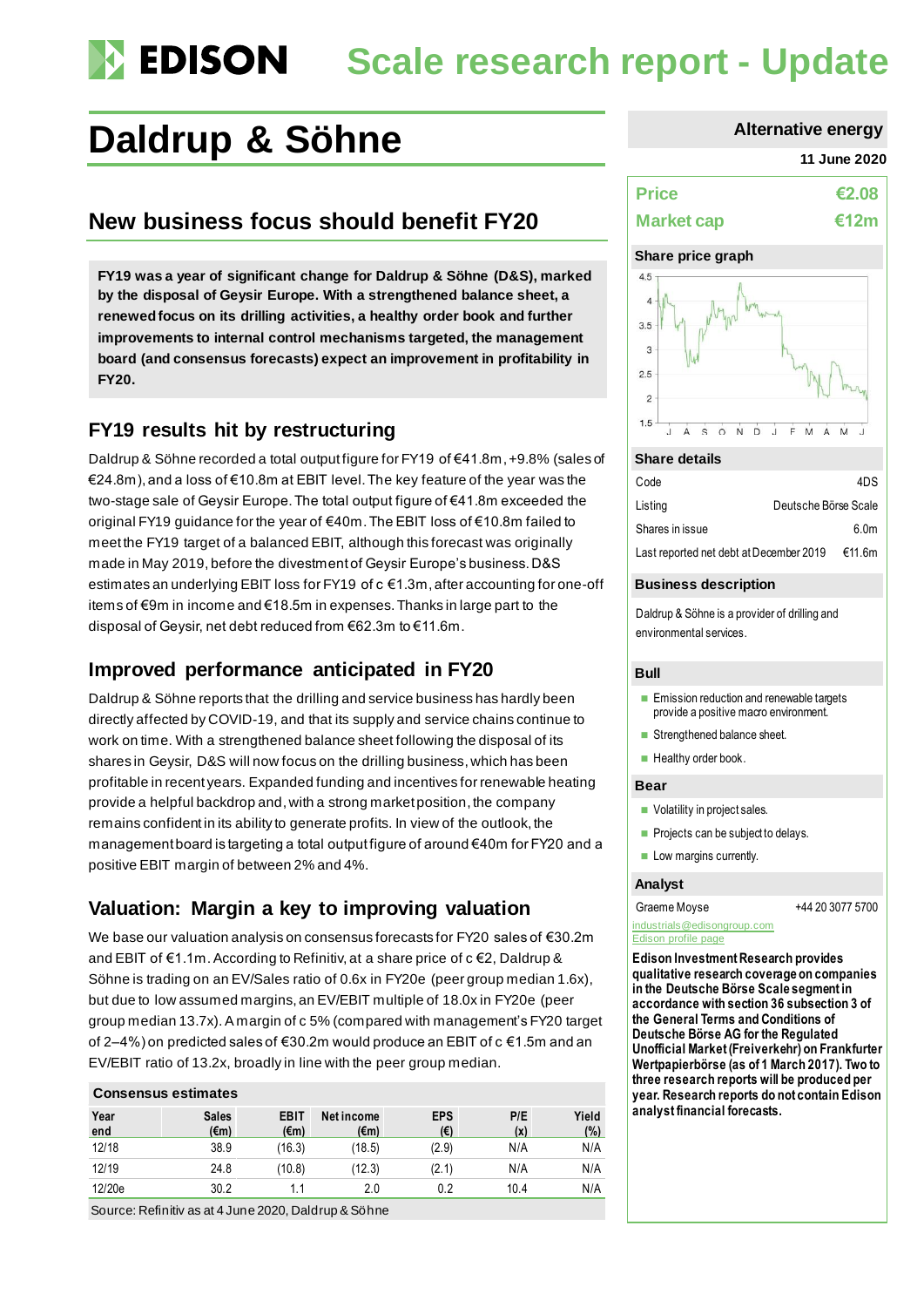# EDISON Scale research report - Update

# Daldrup & Söhne

Alternative energy

11 June 2020

## New business focus should benefit FY20

**FY19 was a year of significant change for Daldrup & Söhne (D&S), marked by the disposal of Geysir Europe. With a strengthened balance sheet, a renewed focus on its drilling activities, a healthy order book and further improvements to internal control mechanisms targeted, the management board (and consensus forecasts) expect an improvement in profitability in FY20.**

### FY19 results hit by restructuring

Daldrup & Söhne recorded a total output figure for FY19 of €41.8m, +9.8% (sales of €24.8m), and a loss of €10.8m at EBIT level. The key feature of the year was the two-stage sale of Geysir Europe. The total output figure of €41.8m exceeded the original FY19 guidance for the year of €40m. The EBIT loss of €10.8m failed to meet the FY19 target of a balanced EBIT, although this forecast was originally made in May 2019, before the divestment of Geysir Europe's business. D&S estimates an underlying EBIT loss for FY19 of c €1.3m, after accounting for one-off items of €9m in income and €18.5m in expenses. Thanks in large part to the disposal of Geysir, net debt reduced from €62.3m to €11.6m.

### Improved performance anticipated in FY20

Daldrup & Söhne reports that the drilling and service business has hardly been directly affected by COVID-19, and that its supply and service chains continue to work on time. With a strengthened balance sheet following the disposal of its shares in Geysir, D&S will now focus on the drilling business, which has been profitable in recent years. Expanded funding and incentives for renewable heating provide a helpful backdrop and, with a strong market position, the company remains confident in its ability to generate profits. In view of the outlook, the management board is targeting a total output figure of around €40m for FY20 and a positive EBIT margin of between 2% and 4%.

### Valuation: Margin a key to improving valuation

We base our valuation analysis on consensus forecasts for FY20 sales of €30.2m and EBIT of €1.1m. According to Refinitiv, at a share price of c €2, Daldrup & Söhne is trading on an EV/Sales ratio of 0.6x in FY20e (peer group median 1.6x), but due to low assumed margins, an EV/EBIT multiple of 18.0x in FY20e (peer group median 13.7x). A margin of c 5% (compared with management's FY20 target of 2–4%) on predicted sales of €30.2m would produce an EBIT of c €1.5m and an EV/EBIT ratio of 13.2x, broadly in line with the peer group median.

**Consensus estimates**

| Year end | Sales (€m) | EBIT (€m) | Net income (€m) | EPS (€) | P/E (x) | Yield (%) |
|---|---|---|---|---|---|---|
| 12/18 | 38.9 | (16.3) | (18.5) | (2.9) | N/A | N/A |
| 12/19 | 24.8 | (10.8) | (12.3) | (2.1) | N/A | N/A |
| 12/20e | 30.2 | 1.1 | 2.0 | 0.2 | 10.4 | N/A |

Source: Refinitiv as at 4 June 2020, Daldrup & Söhne

| Price | €2.08 |
|---|---|
| Market cap | €12m |

**Share price graph**

**Share details**

| Code | 4DS |
|---|---|
| Listing | Deutsche Börse Scale |
| Shares in issue | 6.0m |
| Last reported net debt at December 2019 | €11.6m |

**Business description**

Daldrup & Söhne is a provider of drilling and environmental services.

**Bull**

- Emission reduction and renewable targets provide a positive macro environment.
- Strengthened balance sheet.
- Healthy order book.

**Bear**

- Volatility in project sales.
- Projects can be subject to delays.
- Low margins currently.

**Analyst**

Graeme Moyse +44 20 3077 5700

industrials@edisongroup.com

Edison profile page

**Edison Investment Research provides qualitative research coverage on companies in the Deutsche Börse Scale segment in accordance with section 36 subsection 3 of the General Terms and Conditions of Deutsche Börse AG for the Regulated Unofficial Market (Freiverkehr) on Frankfurter Wertpapierbörse (as of 1 March 2017). Two to three research reports will be produced per year. Research reports do not contain Edison analyst financial forecasts.**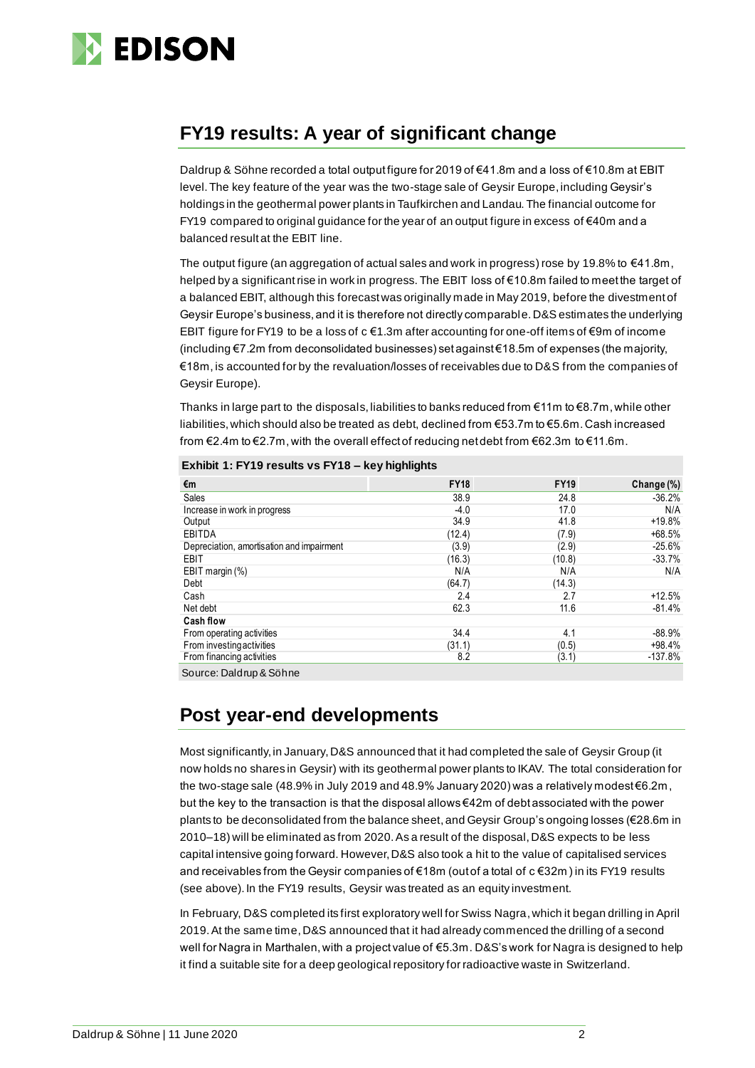## FY19 results: A year of significant change

Daldrup & Söhne recorded a total output figure for 2019 of €41.8m and a loss of €10.8m at EBIT level. The key feature of the year was the two-stage sale of Geysir Europe, including Geysir's holdings in the geothermal power plants in Taufkirchen and Landau. The financial outcome for FY19 compared to original guidance for the year of an output figure in excess of €40m and a balanced result at the EBIT line.

The output figure (an aggregation of actual sales and work in progress) rose by 19.8% to €41.8m, helped by a significant rise in work in progress. The EBIT loss of €10.8m failed to meet the target of a balanced EBIT, although this forecast was originally made in May 2019, before the divestment of Geysir Europe's business, and it is therefore not directly comparable. D&S estimates the underlying EBIT figure for FY19 to be a loss of c €1.3m after accounting for one-off items of €9m of income (including €7.2m from deconsolidated businesses) set against €18.5m of expenses (the majority, €18m, is accounted for by the revaluation/losses of receivables due to D&S from the companies of Geysir Europe).

Thanks in large part to the disposals, liabilities to banks reduced from €11m to €8.7m, while other liabilities, which should also be treated as debt, declined from €53.7m to €5.6m. Cash increased from €2.4m to €2.7m, with the overall effect of reducing net debt from €62.3m to €11.6m.

**Exhibit 1: FY19 results vs FY18 – key highlights**

| €m | FY18 | FY19 | Change (%) |
|---|---|---|---|
| Sales | 38.9 | 24.8 | -36.2% |
| Increase in work in progress | -4.0 | 17.0 | N/A |
| Output | 34.9 | 41.8 | +19.8% |
| EBITDA | (12.4) | (7.9) | +68.5% |
| Depreciation, amortisation and impairment | (3.9) | (2.9) | -25.6% |
| EBIT | (16.3) | (10.8) | -33.7% |
| EBIT margin (%) | N/A | N/A | N/A |
| Debt | (64.7) | (14.3) | |
| Cash | 2.4 | 2.7 | +12.5% |
| Net debt | 62.3 | 11.6 | -81.4% |
| **Cash flow** | | | |
| From operating activities | 34.4 | 4.1 | -88.9% |
| From investing activities | (31.1) | (0.5) | +98.4% |
| From financing activities | 8.2 | (3.1) | -137.8% |

Source: Daldrup & Söhne

## Post year-end developments

Most significantly, in January, D&S announced that it had completed the sale of Geysir Group (it now holds no shares in Geysir) with its geothermal power plants to IKAV. The total consideration for the two-stage sale (48.9% in July 2019 and 48.9% January 2020) was a relatively modest €6.2m, but the key to the transaction is that the disposal allows €42m of debt associated with the power plants to be deconsolidated from the balance sheet, and Geysir Group's ongoing losses (€28.6m in 2010–18) will be eliminated as from 2020. As a result of the disposal, D&S expects to be less capital intensive going forward. However, D&S also took a hit to the value of capitalised services and receivables from the Geysir companies of €18m (out of a total of c €32m) in its FY19 results (see above). In the FY19 results, Geysir was treated as an equity investment.

In February, D&S completed its first exploratory well for Swiss Nagra, which it began drilling in April 2019. At the same time, D&S announced that it had already commenced the drilling of a second well for Nagra in Marthalen, with a project value of €5.3m. D&S's work for Nagra is designed to help it find a suitable site for a deep geological repository for radioactive waste in Switzerland.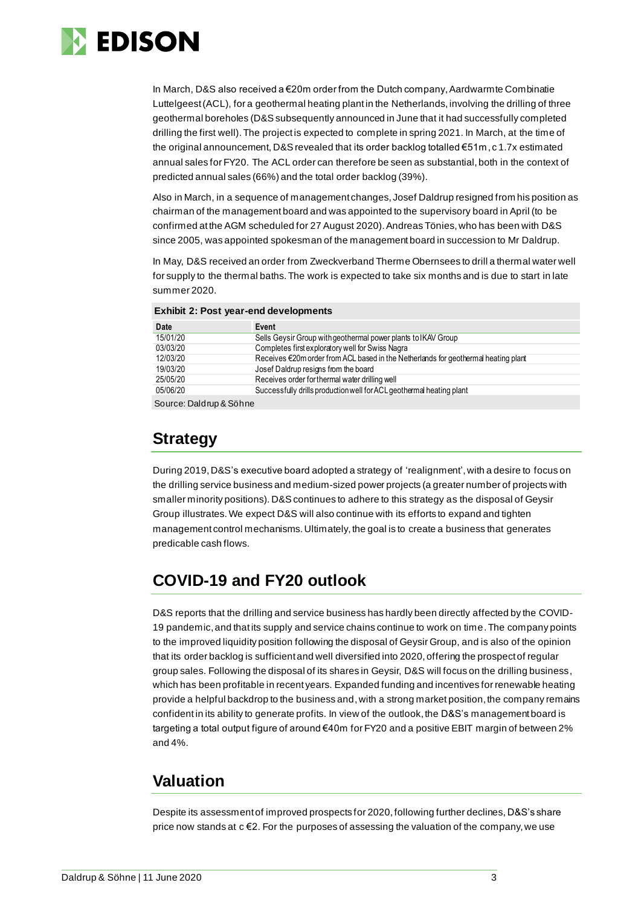In March, D&S also received a €20m order from the Dutch company, Aardwarmte Combinatie Luttelgeest (ACL), for a geothermal heating plant in the Netherlands, involving the drilling of three geothermal boreholes (D&S subsequently announced in June that it had successfully completed drilling the first well). The project is expected to complete in spring 2021. In March, at the time of the original announcement, D&S revealed that its order backlog totalled €51m, c 1.7x estimated annual sales for FY20. The ACL order can therefore be seen as substantial, both in the context of predicted annual sales (66%) and the total order backlog (39%).

Also in March, in a sequence of management changes, Josef Daldrup resigned from his position as chairman of the management board and was appointed to the supervisory board in April (to be confirmed at the AGM scheduled for 27 August 2020). Andreas Tönies, who has been with D&S since 2005, was appointed spokesman of the management board in succession to Mr Daldrup.

In May, D&S received an order from Zweckverband Therme Obernsees to drill a thermal water well for supply to the thermal baths. The work is expected to take six months and is due to start in late summer 2020.

**Exhibit 2: Post year-end developments**

| Date | Event |
|---|---|
| 15/01/20 | Sells Geysir Group with geothermal power plants to IKAV Group |
| 03/03/20 | Completes first exploratory well for Swiss Nagra |
| 12/03/20 | Receives €20m order from ACL based in the Netherlands for geothermal heating plant |
| 19/03/20 | Josef Daldrup resigns from the board |
| 25/05/20 | Receives order for thermal water drilling well |
| 05/06/20 | Successfully drills production well for ACL geothermal heating plant |

Source: Daldrup & Söhne

## Strategy

During 2019, D&S's executive board adopted a strategy of 'realignment', with a desire to focus on the drilling service business and medium-sized power projects (a greater number of projects with smaller minority positions). D&S continues to adhere to this strategy as the disposal of Geysir Group illustrates. We expect D&S will also continue with its efforts to expand and tighten management control mechanisms. Ultimately, the goal is to create a business that generates predicable cash flows.

## COVID-19 and FY20 outlook

D&S reports that the drilling and service business has hardly been directly affected by the COVID-19 pandemic, and that its supply and service chains continue to work on time. The company points to the improved liquidity position following the disposal of Geysir Group, and is also of the opinion that its order backlog is sufficient and well diversified into 2020, offering the prospect of regular group sales. Following the disposal of its shares in Geysir, D&S will focus on the drilling business, which has been profitable in recent years. Expanded funding and incentives for renewable heating provide a helpful backdrop to the business and, with a strong market position, the company remains confident in its ability to generate profits. In view of the outlook, the D&S's management board is targeting a total output figure of around €40m for FY20 and a positive EBIT margin of between 2% and 4%.

## Valuation

Despite its assessment of improved prospects for 2020, following further declines, D&S's share price now stands at c €2. For the purposes of assessing the valuation of the company, we use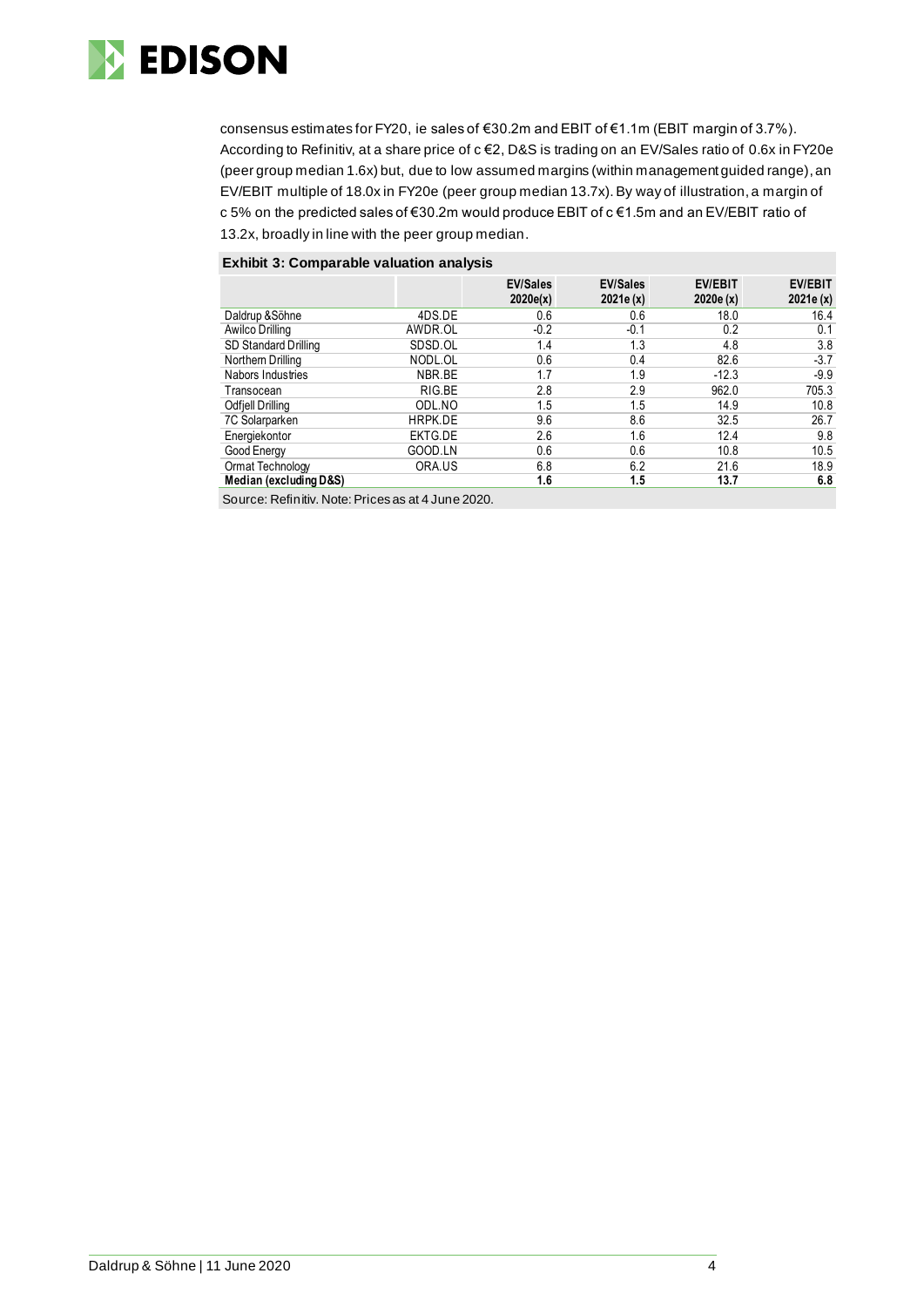consensus estimates for FY20, ie sales of €30.2m and EBIT of €1.1m (EBIT margin of 3.7%). According to Refinitiv, at a share price of c €2, D&S is trading on an EV/Sales ratio of 0.6x in FY20e (peer group median 1.6x) but, due to low assumed margins (within management guided range), an EV/EBIT multiple of 18.0x in FY20e (peer group median 13.7x). By way of illustration, a margin of c 5% on the predicted sales of €30.2m would produce EBIT of c €1.5m and an EV/EBIT ratio of 13.2x, broadly in line with the peer group median.

**Exhibit 3: Comparable valuation analysis**

| | | EV/Sales 2020e(x) | EV/Sales 2021e (x) | EV/EBIT 2020e (x) | EV/EBIT 2021e (x) |
|---|---|---|---|---|---|
| Daldrup &Söhne | 4DS.DE | 0.6 | 0.6 | 18.0 | 16.4 |
| Awilco Drilling | AWDR.OL | -0.2 | -0.1 | 0.2 | 0.1 |
| SD Standard Drilling | SDSD.OL | 1.4 | 1.3 | 4.8 | 3.8 |
| Northern Drilling | NODL.OL | 0.6 | 0.4 | 82.6 | -3.7 |
| Nabors Industries | NBR.BE | 1.7 | 1.9 | -12.3 | -9.9 |
| Transocean | RIG.BE | 2.8 | 2.9 | 962.0 | 705.3 |
| Odfjell Drilling | ODL.NO | 1.5 | 1.5 | 14.9 | 10.8 |
| 7C Solarparken | HRPK.DE | 9.6 | 8.6 | 32.5 | 26.7 |
| Energiekontor | EKTG.DE | 2.6 | 1.6 | 12.4 | 9.8 |
| Good Energy | GOOD.LN | 0.6 | 0.6 | 10.8 | 10.5 |
| Ormat Technology | ORA.US | 6.8 | 6.2 | 21.6 | 18.9 |
| **Median (excluding D&S)** | | **1.6** | **1.5** | **13.7** | **6.8** |

Source: Refinitiv. Note: Prices as at 4 June 2020.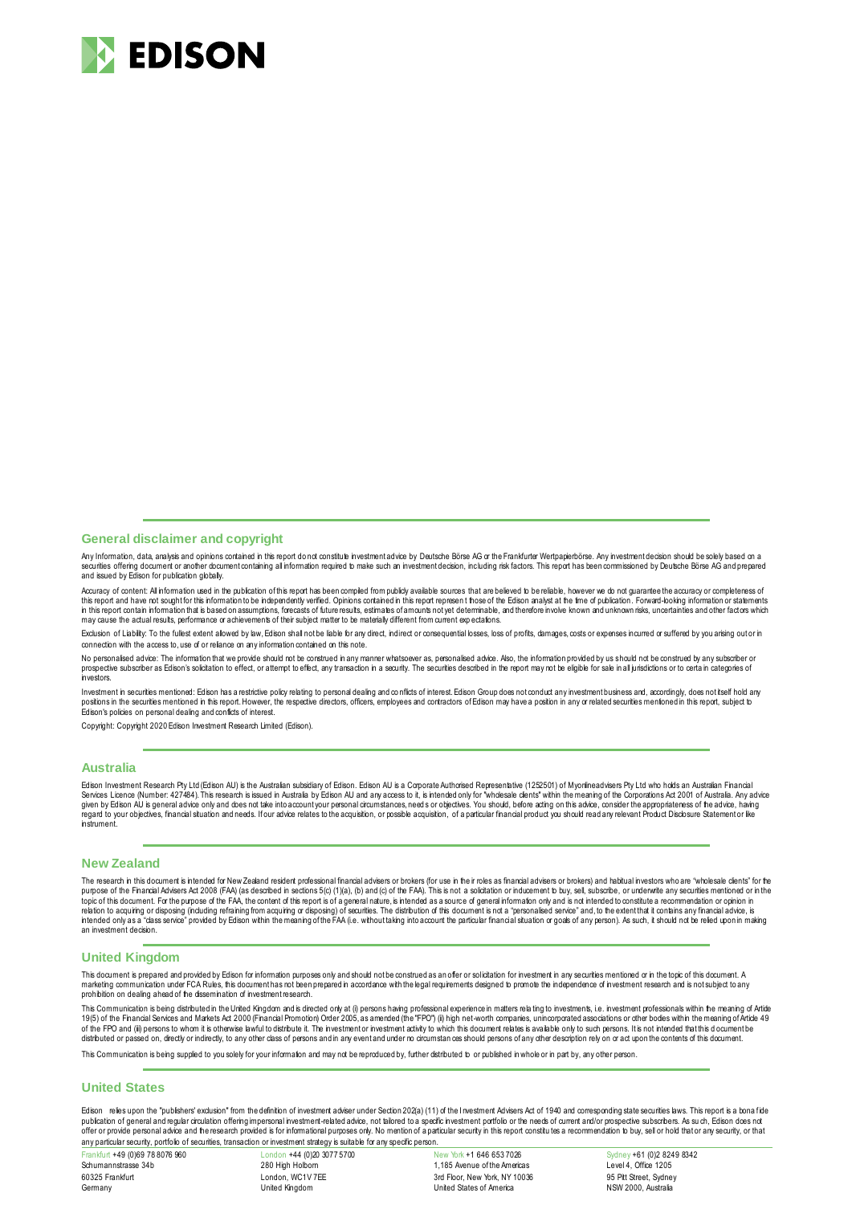## General disclaimer and copyright

Any Information, data, analysis and opinions contained in this report do not constitute investment advice by Deutsche Börse AG or the Frankfurter Wertpapierbörse. Any investment decision should be solely based on a securities offering document or another document containing all information required to make such an investment decision, including risk factors. This report has been commissioned by Deutsche Börse AG and prepared and issued by Edison for publication globally.

Accuracy of content: All information used in the publication of this report has been compiled from publicly available sources that are believed to be reliable, however we do not guarantee the accuracy or completeness of this report and have not sought for this information to be independently verified. Opinions contained in this report represent those of the Edison analyst at the time of publication. Forward-looking information or statements in this report contain information that is based on assumptions, forecasts of future results, estimates of amounts not yet determinable, and therefore involve known and unknown risks, uncertainties and other factors which may cause the actual results, performance or achievements of their subject matter to be materially different from current expectations.

Exclusion of Liability: To the fullest extent allowed by law, Edison shall not be liable for any direct, indirect or consequential losses, loss of profits, damages, costs or expenses incurred or suffered by you arising out or in connection with the access to, use of or reliance on any information contained on this note.

No personalised advice: The information that we provide should not be construed in any manner whatsoever as, personalised advice. Also, the information provided by us should not be construed by any subscriber or prospective subscriber as Edison's solicitation to effect, or attempt to effect, any transaction in a security. The securities described in the report may not be eligible for sale in all jurisdictions or to certain categories of investors.

Investment in securities mentioned: Edison has a restrictive policy relating to personal dealing and conflicts of interest. Edison Group does not conduct any investment business and, accordingly, does not itself hold any positions in the securities mentioned in this report. However, the respective directors, officers, employees and contractors of Edison may have a position in any or related securities mentioned in this report, subject to Edison's policies on personal dealing and conflicts of interest.

Copyright: Copyright 2020 Edison Investment Research Limited (Edison).

## Australia

Edison Investment Research Pty Ltd (Edison AU) is the Australian subsidiary of Edison. Edison AU is a Corporate Authorised Representative (1252501) of Myonlineadvisers Pty Ltd who holds an Australian Financial Services Licence (Number: 427484). This research is issued in Australia by Edison AU and any access to it, is intended only for "wholesale clients" within the meaning of the Corporations Act 2001 of Australia. Any advice given by Edison AU is general advice only and does not take into account your personal circumstances, needs or objectives. You should, before acting on this advice, consider the appropriateness of the advice, having regard to your objectives, financial situation and needs. If our advice relates to the acquisition, or possible acquisition, of a particular financial product you should read any relevant Product Disclosure Statement or like instrument.

## New Zealand

The research in this document is intended for New Zealand resident professional financial advisers or brokers (for use in their roles as financial advisers or brokers) and habitual investors who are "wholesale clients" for the purpose of the Financial Advisers Act 2008 (FAA) (as described in sections 5(c) (1)(a), (b) and (c) of the FAA). This is not a solicitation or inducement to buy, sell, subscribe, or underwrite any securities mentioned or in the topic of this document. For the purpose of the FAA, the content of this report is of a general nature, is intended as a source of general information only and is not intended to constitute a recommendation or opinion in relation to acquiring or disposing (including refraining from acquiring or disposing) of securities. The distribution of this document is not a "personalised service" and, to the extent that it contains any financial advice, is intended only as a "class service" provided by Edison within the meaning of the FAA (i.e. without taking into account the particular financial situation or goals of any person). As such, it should not be relied upon in making an investment decision.

## United Kingdom

This document is prepared and provided by Edison for information purposes only and should not be construed as an offer or solicitation for investment in any securities mentioned or in the topic of this document. A marketing communication under FCA Rules, this document has not been prepared in accordance with the legal requirements designed to promote the independence of investment research and is not subject to any prohibition on dealing ahead of the dissemination of investment research.

This Communication is being distributed in the United Kingdom and is directed only at (i) persons having professional experience in matters relating to investments, i.e. investment professionals within the meaning of Article 19(5) of the Financial Services and Markets Act 2000 (Financial Promotion) Order 2005, as amended (the "FPO") (ii) high net-worth companies, unincorporated associations or other bodies within the meaning of Article 49 of the FPO and (iii) persons to whom it is otherwise lawful to distribute it. The investment or investment activity to which this document relates is available only to such persons. It is not intended that this document be distributed or passed on, directly or indirectly, to any other class of persons and in any event and under no circumstances should persons of any other description rely on or act upon the contents of this document.

This Communication is being supplied to you solely for your information and may not be reproduced by, further distributed to or published in whole or in part by, any other person.

## United States

Edison relies upon the "publishers' exclusion" from the definition of investment adviser under Section 202(a) (11) of the Investment Advisers Act of 1940 and corresponding state securities laws. This report is a bona fide publication of general and regular circulation offering impersonal investment-related advice, not tailored to a specific investment portfolio or the needs of current and/or prospective subscribers. As such, Edison does not offer or provide personal advice and the research provided is for informational purposes only. No mention of a particular security in this report constitutes a recommendation to buy, sell or hold that or any security, or that any particular security, portfolio of securities, transaction or investment strategy is suitable for any specific person.

Frankfurt +49 (0)69 78 8076 960
Schumannstrasse 34b
60325 Frankfurt
Germany

London +44 (0)20 3077 5700
280 High Holborn
London, WC1V 7EE
United Kingdom

New York +1 646 653 7026
1,185 Avenue of the Americas
3rd Floor, New York, NY 10036
United States of America

Sydney +61 (0)2 8249 8342
Level 4, Office 1205
95 Pitt Street, Sydney
NSW 2000, Australia